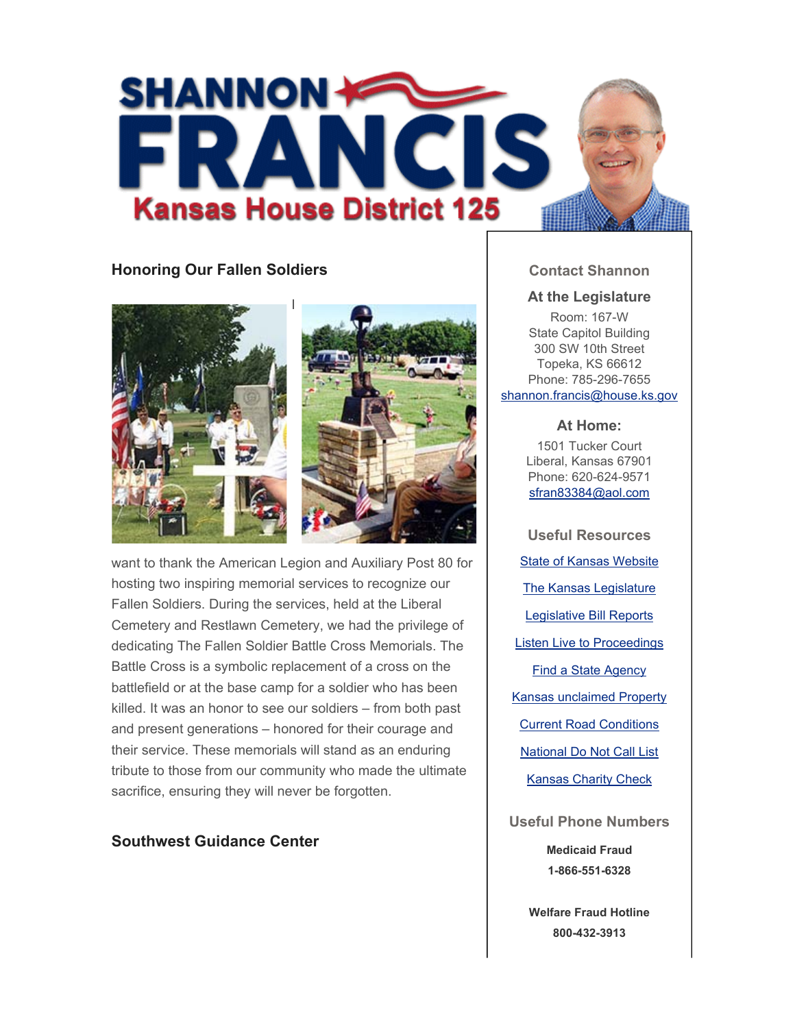# SHANNON FRANCIS

## Kansas House District 125

### Honoring Our Fallen Soldiers

I want to thank the American Legion and Auxiliary Post 80 for hosting two inspiring memorial services to recognize our Fallen Soldiers. During the services, held at the Liberal Cemetery and Restlawn Cemetery, we had the privilege of dedicating The Fallen Soldier Battle Cross Memorials. The Battle Cross is a symbolic replacement of a cross on the battlefield or at the base camp for a soldier who has been killed. It was an honor to see our soldiers – from both past and present generations – honored for their courage and their service. These memorials will stand as an enduring tribute to those from our community who made the ultimate sacrifice, ensuring they will never be forgotten.

### Southwest Guidance Center

### Contact Shannon

**At the Legislature**

Room: 167-W
State Capitol Building
300 SW 10th Street
Topeka, KS 66612
Phone: 785-296-7655
shannon.francis@house.ks.gov

**At Home:**

1501 Tucker Court
Liberal, Kansas 67901
Phone: 620-624-9571
sfran83384@aol.com

### Useful Resources

- State of Kansas Website
- The Kansas Legislature
- Legislative Bill Reports
- Listen Live to Proceedings
- Find a State Agency
- Kansas unclaimed Property
- Current Road Conditions
- National Do Not Call List
- Kansas Charity Check

### Useful Phone Numbers

**Medicaid Fraud**
**1-866-551-6328**

**Welfare Fraud Hotline**
**800-432-3913**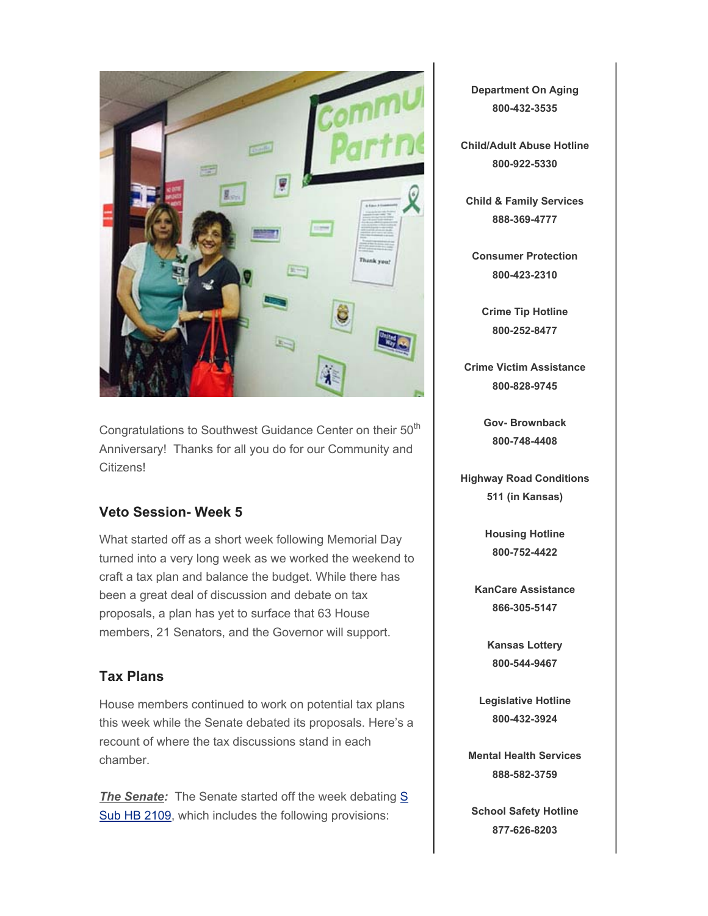Congratulations to Southwest Guidance Center on their 50th Anniversary! Thanks for all you do for our Community and Citizens!

### Veto Session- Week 5

What started off as a short week following Memorial Day turned into a very long week as we worked the weekend to craft a tax plan and balance the budget. While there has been a great deal of discussion and debate on tax proposals, a plan has yet to surface that 63 House members, 21 Senators, and the Governor will support.

### Tax Plans

House members continued to work on potential tax plans this week while the Senate debated its proposals. Here's a recount of where the tax discussions stand in each chamber.

***The Senate:*** The Senate started off the week debating [S Sub HB 2109](), which includes the following provisions:

**Department On Aging**
**800-432-3535**

**Child/Adult Abuse Hotline**
**800-922-5330**

**Child & Family Services**
**888-369-4777**

**Consumer Protection**
**800-423-2310**

**Crime Tip Hotline**
**800-252-8477**

**Crime Victim Assistance**
**800-828-9745**

**Gov- Brownback**
**800-748-4408**

**Highway Road Conditions**
**511 (in Kansas)**

**Housing Hotline**
**800-752-4422**

**KanCare Assistance**
**866-305-5147**

**Kansas Lottery**
**800-544-9467**

**Legislative Hotline**
**800-432-3924**

**Mental Health Services**
**888-582-3759**

**School Safety Hotline**
**877-626-8203**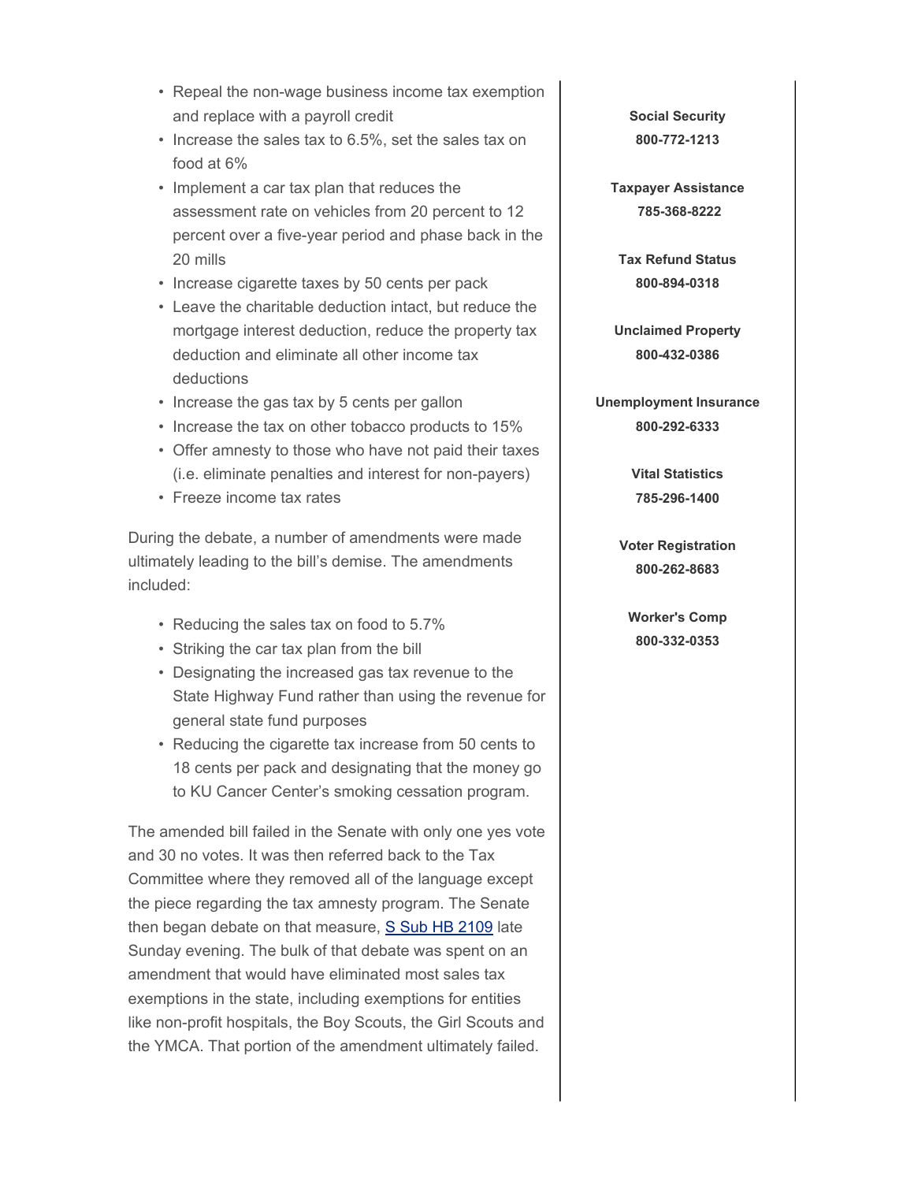- Repeal the non-wage business income tax exemption and replace with a payroll credit
- Increase the sales tax to 6.5%, set the sales tax on food at 6%
- Implement a car tax plan that reduces the assessment rate on vehicles from 20 percent to 12 percent over a five-year period and phase back in the 20 mills
- Increase cigarette taxes by 50 cents per pack
- Leave the charitable deduction intact, but reduce the mortgage interest deduction, reduce the property tax deduction and eliminate all other income tax deductions
- Increase the gas tax by 5 cents per gallon
- Increase the tax on other tobacco products to 15%
- Offer amnesty to those who have not paid their taxes (i.e. eliminate penalties and interest for non-payers)
- Freeze income tax rates

During the debate, a number of amendments were made ultimately leading to the bill's demise. The amendments included:

- Reducing the sales tax on food to 5.7%
- Striking the car tax plan from the bill
- Designating the increased gas tax revenue to the State Highway Fund rather than using the revenue for general state fund purposes
- Reducing the cigarette tax increase from 50 cents to 18 cents per pack and designating that the money go to KU Cancer Center's smoking cessation program.

The amended bill failed in the Senate with only one yes vote and 30 no votes. It was then referred back to the Tax Committee where they removed all of the language except the piece regarding the tax amnesty program. The Senate then began debate on that measure, S Sub HB 2109 late Sunday evening. The bulk of that debate was spent on an amendment that would have eliminated most sales tax exemptions in the state, including exemptions for entities like non-profit hospitals, the Boy Scouts, the Girl Scouts and the YMCA. That portion of the amendment ultimately failed.

**Social Security**
**800-772-1213**

**Taxpayer Assistance**
**785-368-8222**

**Tax Refund Status**
**800-894-0318**

**Unclaimed Property**
**800-432-0386**

**Unemployment Insurance**
**800-292-6333**

**Vital Statistics**
**785-296-1400**

**Voter Registration**
**800-262-8683**

**Worker's Comp**
**800-332-0353**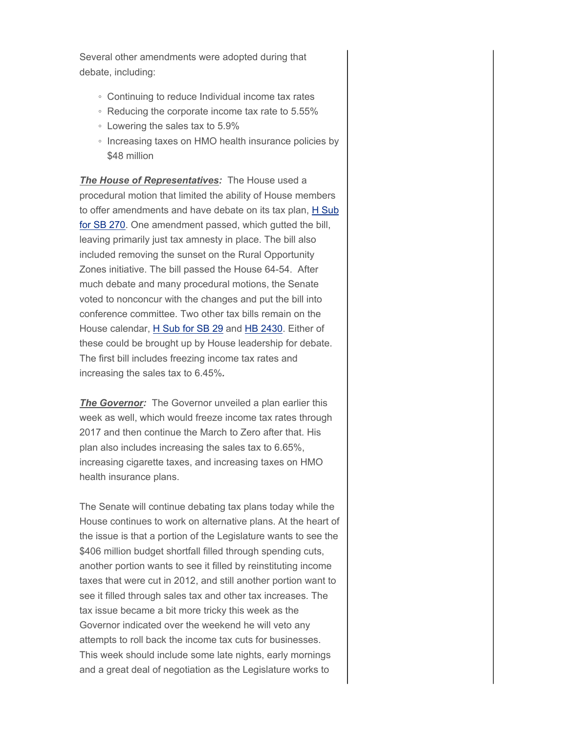Several other amendments were adopted during that debate, including:

- Continuing to reduce Individual income tax rates
- Reducing the corporate income tax rate to 5.55%
- Lowering the sales tax to 5.9%
- Increasing taxes on HMO health insurance policies by $48 million

***The House of Representatives:*** The House used a procedural motion that limited the ability of House members to offer amendments and have debate on its tax plan, [H Sub for SB 270](). One amendment passed, which gutted the bill, leaving primarily just tax amnesty in place. The bill also included removing the sunset on the Rural Opportunity Zones initiative. The bill passed the House 64-54. After much debate and many procedural motions, the Senate voted to nonconcur with the changes and put the bill into conference committee. Two other tax bills remain on the House calendar, [H Sub for SB 29]() and [HB 2430](). Either of these could be brought up by House leadership for debate. The first bill includes freezing income tax rates and increasing the sales tax to 6.45%**.**

***The Governor:*** The Governor unveiled a plan earlier this week as well, which would freeze income tax rates through 2017 and then continue the March to Zero after that. His plan also includes increasing the sales tax to 6.65%, increasing cigarette taxes, and increasing taxes on HMO health insurance plans.

The Senate will continue debating tax plans today while the House continues to work on alternative plans. At the heart of the issue is that a portion of the Legislature wants to see the $406 million budget shortfall filled through spending cuts, another portion wants to see it filled by reinstituting income taxes that were cut in 2012, and still another portion want to see it filled through sales tax and other tax increases. The tax issue became a bit more tricky this week as the Governor indicated over the weekend he will veto any attempts to roll back the income tax cuts for businesses. This week should include some late nights, early mornings and a great deal of negotiation as the Legislature works to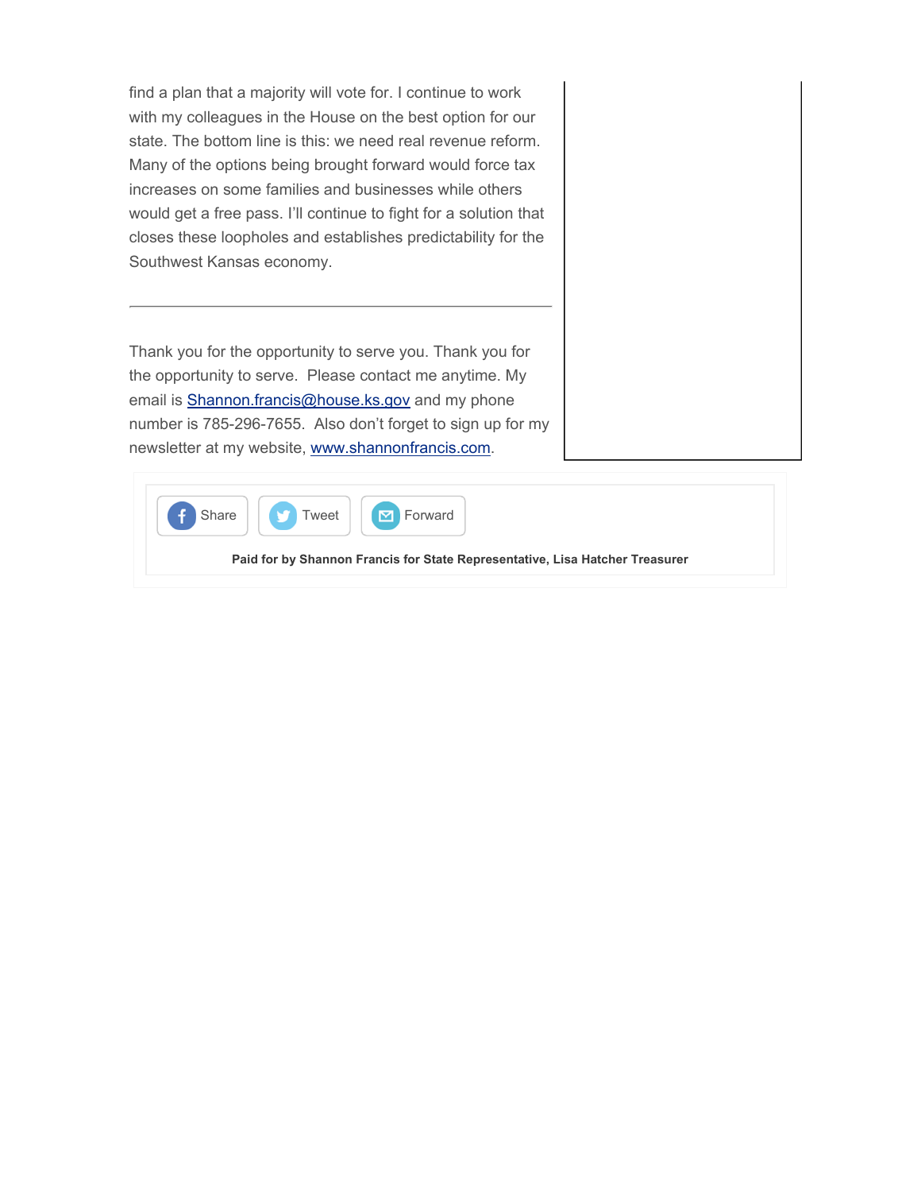find a plan that a majority will vote for. I continue to work with my colleagues in the House on the best option for our state. The bottom line is this: we need real revenue reform. Many of the options being brought forward would force tax increases on some families and businesses while others would get a free pass. I'll continue to fight for a solution that closes these loopholes and establishes predictability for the Southwest Kansas economy.

---

Thank you for the opportunity to serve you. Thank you for the opportunity to serve. Please contact me anytime. My email is [Shannon.francis@house.ks.gov](mailto:Shannon.francis@house.ks.gov) and my phone number is 785-296-7655. Also don't forget to sign up for my newsletter at my website, [www.shannonfrancis.com](http://www.shannonfrancis.com).

Share Tweet Forward

**Paid for by Shannon Francis for State Representative, Lisa Hatcher Treasurer**